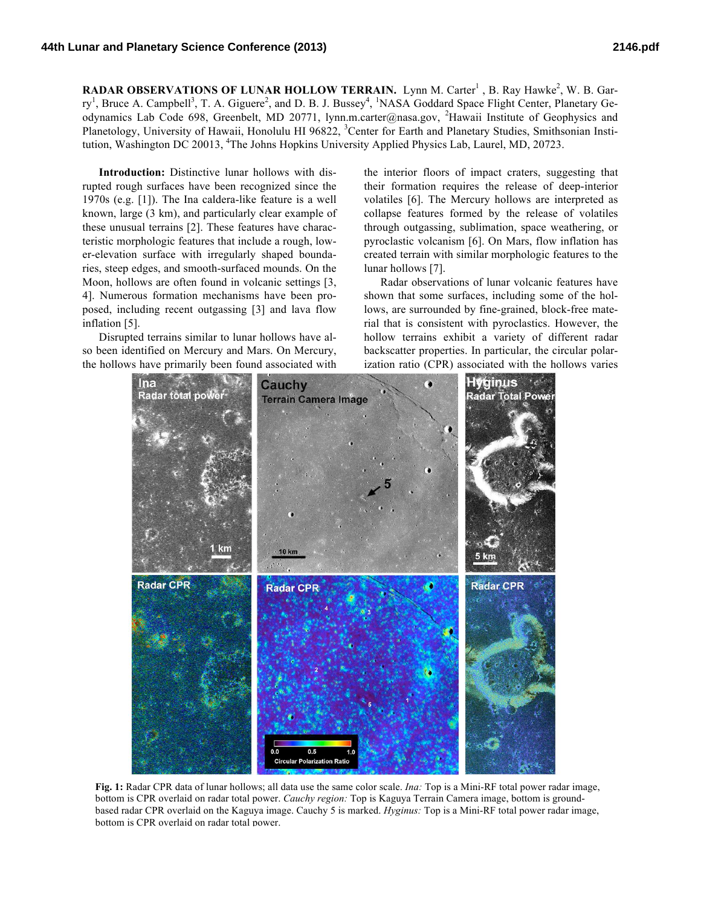**RADAR OBSERVATIONS OF LUNAR HOLLOW TERRAIN.** Lynn M. Carter[1], B. Ray Hawke[2], W. B. Garry[1], Bruce A. Campbell[3], T. A. Giguere[2], and D. B. J. Bussey[4], [1]NASA Goddard Space Flight Center, Planetary Geodynamics Lab Code 698, Greenbelt, MD 20771, lynn.m.carter@nasa.gov, [2]Hawaii Institute of Geophysics and Planetology, University of Hawaii, Honolulu HI 96822, [3]Center for Earth and Planetary Studies, Smithsonian Institution, Washington DC 20013, [4]The Johns Hopkins University Applied Physics Lab, Laurel, MD, 20723.

**Introduction:** Distinctive lunar hollows with disrupted rough surfaces have been recognized since the 1970s (e.g. [1]). The Ina caldera-like feature is a well known, large (3 km), and particularly clear example of these unusual terrains [2]. These features have characteristic morphologic features that include a rough, lower-elevation surface with irregularly shaped boundaries, steep edges, and smooth-surfaced mounds. On the Moon, hollows are often found in volcanic settings [3, 4]. Numerous formation mechanisms have been proposed, including recent outgassing [3] and lava flow inflation [5].

Disrupted terrains similar to lunar hollows have also been identified on Mercury and Mars. On Mercury, the hollows have primarily been found associated with the interior floors of impact craters, suggesting that their formation requires the release of deep-interior volatiles [6]. The Mercury hollows are interpreted as collapse features formed by the release of volatiles through outgassing, sublimation, space weathering, or pyroclastic volcanism [6]. On Mars, flow inflation has created terrain with similar morphologic features to the lunar hollows [7].

Radar observations of lunar volcanic features have shown that some surfaces, including some of the hollows, are surrounded by fine-grained, block-free material that is consistent with pyroclastics. However, the hollow terrains exhibit a variety of different radar backscatter properties. In particular, the circular polarization ratio (CPR) associated with the hollows varies

**Fig. 1:** Radar CPR data of lunar hollows; all data use the same color scale. *Ina:* Top is a Mini-RF total power radar image, bottom is CPR overlaid on radar total power. *Cauchy region:* Top is Kaguya Terrain Camera image, bottom is ground-based radar CPR overlaid on the Kaguya image. Cauchy 5 is marked. *Hyginus:* Top is a Mini-RF total power radar image, bottom is CPR overlaid on radar total power.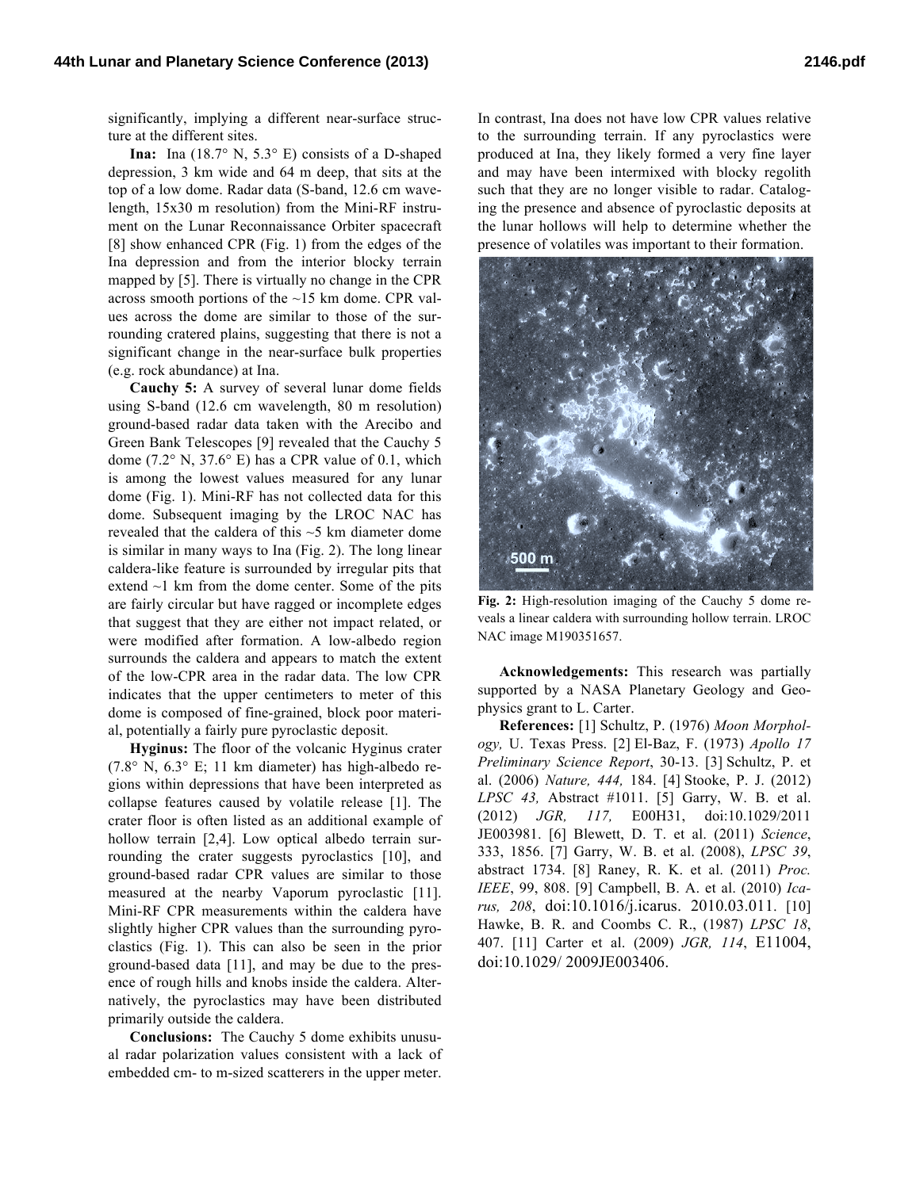significantly, implying a different near-surface structure at the different sites.

**Ina:** Ina (18.7° N, 5.3° E) consists of a D-shaped depression, 3 km wide and 64 m deep, that sits at the top of a low dome. Radar data (S-band, 12.6 cm wavelength, 15x30 m resolution) from the Mini-RF instrument on the Lunar Reconnaissance Orbiter spacecraft [8] show enhanced CPR (Fig. 1) from the edges of the Ina depression and from the interior blocky terrain mapped by [5]. There is virtually no change in the CPR across smooth portions of the ~15 km dome. CPR values across the dome are similar to those of the surrounding cratered plains, suggesting that there is not a significant change in the near-surface bulk properties (e.g. rock abundance) at Ina.

**Cauchy 5:** A survey of several lunar dome fields using S-band (12.6 cm wavelength, 80 m resolution) ground-based radar data taken with the Arecibo and Green Bank Telescopes [9] revealed that the Cauchy 5 dome (7.2° N, 37.6° E) has a CPR value of 0.1, which is among the lowest values measured for any lunar dome (Fig. 1). Mini-RF has not collected data for this dome. Subsequent imaging by the LROC NAC has revealed that the caldera of this ~5 km diameter dome is similar in many ways to Ina (Fig. 2). The long linear caldera-like feature is surrounded by irregular pits that extend ~1 km from the dome center. Some of the pits are fairly circular but have ragged or incomplete edges that suggest that they are either not impact related, or were modified after formation. A low-albedo region surrounds the caldera and appears to match the extent of the low-CPR area in the radar data. The low CPR indicates that the upper centimeters to meter of this dome is composed of fine-grained, block poor material, potentially a fairly pure pyroclastic deposit.

**Hyginus:** The floor of the volcanic Hyginus crater (7.8° N, 6.3° E; 11 km diameter) has high-albedo regions within depressions that have been interpreted as collapse features caused by volatile release [1]. The crater floor is often listed as an additional example of hollow terrain [2,4]. Low optical albedo terrain surrounding the crater suggests pyroclastics [10], and ground-based radar CPR values are similar to those measured at the nearby Vaporum pyroclastic [11]. Mini-RF CPR measurements within the caldera have slightly higher CPR values than the surrounding pyroclastics (Fig. 1). This can also be seen in the prior ground-based data [11], and may be due to the presence of rough hills and knobs inside the caldera. Alternatively, the pyroclastics may have been distributed primarily outside the caldera.

**Conclusions:** The Cauchy 5 dome exhibits unusual radar polarization values consistent with a lack of embedded cm- to m-sized scatterers in the upper meter. In contrast, Ina does not have low CPR values relative to the surrounding terrain. If any pyroclastics were produced at Ina, they likely formed a very fine layer and may have been intermixed with blocky regolith such that they are no longer visible to radar. Cataloging the presence and absence of pyroclastic deposits at the lunar hollows will help to determine whether the presence of volatiles was important to their formation.

500 m

**Fig. 2:** High-resolution imaging of the Cauchy 5 dome reveals a linear caldera with surrounding hollow terrain. LROC NAC image M190351657.

**Acknowledgements:** This research was partially supported by a NASA Planetary Geology and Geophysics grant to L. Carter.

**References:** [1] Schultz, P. (1976) *Moon Morphology,* U. Texas Press. [2] El-Baz, F. (1973) *Apollo 17 Preliminary Science Report*, 30-13. [3] Schultz, P. et al. (2006) *Nature, 444,* 184. [4] Stooke, P. J. (2012) *LPSC 43,* Abstract #1011. [5] Garry, W. B. et al. (2012) *JGR, 117,* E00H31, doi:10.1029/2011 JE003981. [6] Blewett, D. T. et al. (2011) *Science*, 333, 1856. [7] Garry, W. B. et al. (2008), *LPSC 39*, abstract 1734. [8] Raney, R. K. et al. (2011) *Proc. IEEE*, 99, 808. [9] Campbell, B. A. et al. (2010) *Icarus, 208*, doi:10.1016/j.icarus. 2010.03.011. [10] Hawke, B. R. and Coombs C. R., (1987) *LPSC 18*, 407. [11] Carter et al. (2009) *JGR, 114*, E11004, doi:10.1029/ 2009JE003406.